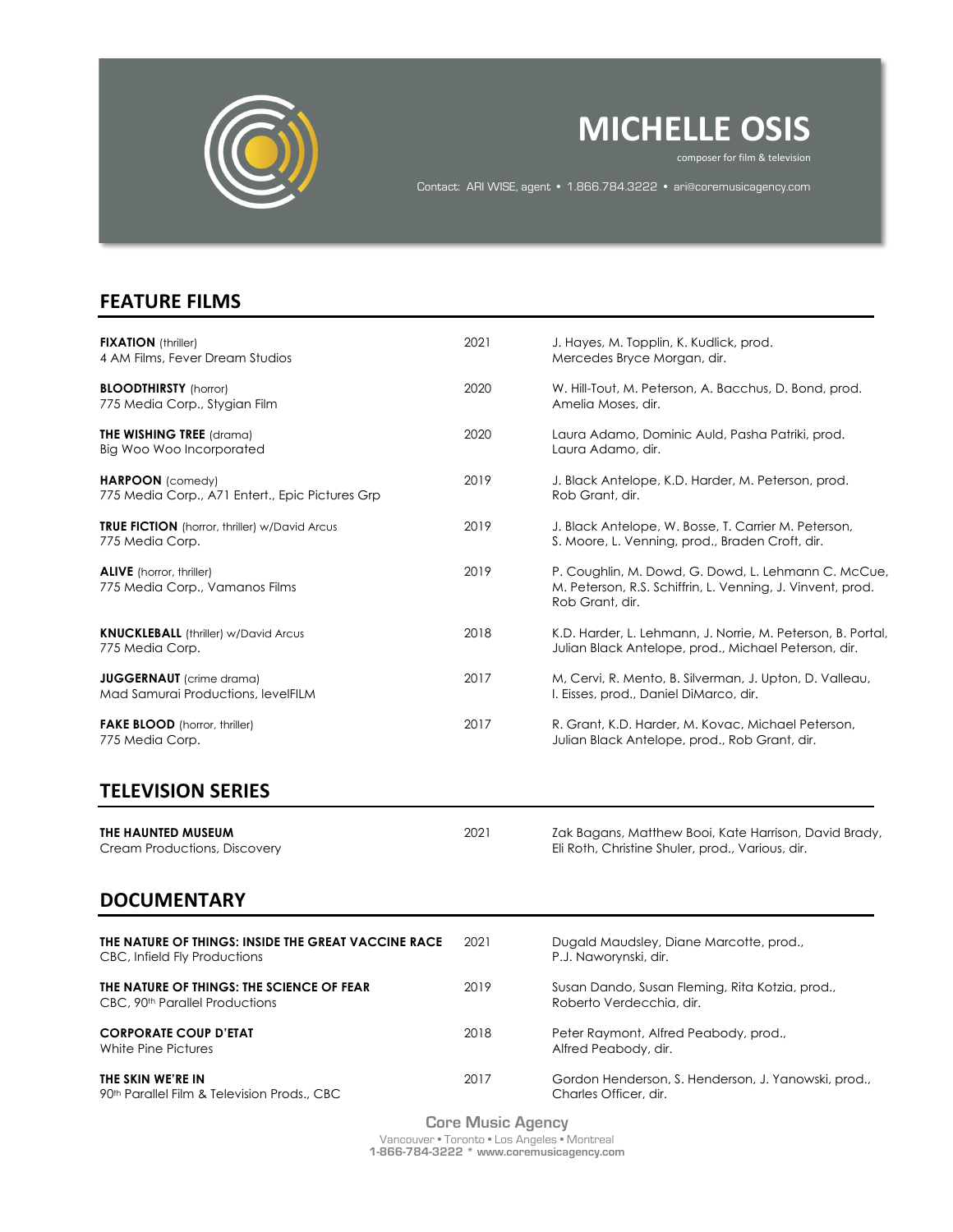# MICHELLE OSIS

composer for film & television

Contact: ARI WISE, agent • 1.866.784.3222 • ari@coremusicagency.com

## FEATURE FILMS

| Title | Year | Credits |
|---|---|---|
| **FIXATION** (thriller)<br>4 AM Films, Fever Dream Studios | 2021 | J. Hayes, M. Topplin, K. Kudlick, prod.<br>Mercedes Bryce Morgan, dir. |
| **BLOODTHIRSTY** (horror)<br>775 Media Corp., Stygian Film | 2020 | W. Hill-Tout, M. Peterson, A. Bacchus, D. Bond, prod.<br>Amelia Moses, dir. |
| **THE WISHING TREE** (drama)<br>Big Woo Woo Incorporated | 2020 | Laura Adamo, Dominic Auld, Pasha Patriki, prod.<br>Laura Adamo, dir. |
| **HARPOON** (comedy)<br>775 Media Corp., A71 Entert., Epic Pictures Grp | 2019 | J. Black Antelope, K.D. Harder, M. Peterson, prod.<br>Rob Grant, dir. |
| **TRUE FICTION** (horror, thriller) w/David Arcus<br>775 Media Corp. | 2019 | J. Black Antelope, W. Bosse, T. Carrier M. Peterson,<br>S. Moore, L. Venning, prod., Braden Croft, dir. |
| **ALIVE** (horror, thriller)<br>775 Media Corp., Vamanos Films | 2019 | P. Coughlin, M. Dowd, G. Dowd, L. Lehmann C. McCue,<br>M. Peterson, R.S. Schiffrin, L. Venning, J. Vinvent, prod.<br>Rob Grant, dir. |
| **KNUCKLEBALL** (thriller) w/David Arcus<br>775 Media Corp. | 2018 | K.D. Harder, L. Lehmann, J. Norrie, M. Peterson, B. Portal,<br>Julian Black Antelope, prod., Michael Peterson, dir. |
| **JUGGERNAUT** (crime drama)<br>Mad Samurai Productions, levelFILM | 2017 | M, Cervi, R. Mento, B. Silverman, J. Upton, D. Valleau,<br>I. Eisses, prod., Daniel DiMarco, dir. |
| **FAKE BLOOD** (horror, thriller)<br>775 Media Corp. | 2017 | R. Grant, K.D. Harder, M. Kovac, Michael Peterson,<br>Julian Black Antelope, prod., Rob Grant, dir. |

## TELEVISION SERIES

| Title | Year | Credits |
|---|---|---|
| **THE HAUNTED MUSEUM**<br>Cream Productions, Discovery | 2021 | Zak Bagans, Matthew Booi, Kate Harrison, David Brady,<br>Eli Roth, Christine Shuler, prod., Various, dir. |

## DOCUMENTARY

| Title | Year | Credits |
|---|---|---|
| **THE NATURE OF THINGS: INSIDE THE GREAT VACCINE RACE**<br>CBC, Infield Fly Productions | 2021 | Dugald Maudsley, Diane Marcotte, prod.,<br>P.J. Naworynski, dir. |
| **THE NATURE OF THINGS: THE SCIENCE OF FEAR**<br>CBC, 90th Parallel Productions | 2019 | Susan Dando, Susan Fleming, Rita Kotzia, prod.,<br>Roberto Verdecchia, dir. |
| **CORPORATE COUP D'ETAT**<br>White Pine Pictures | 2018 | Peter Raymont, Alfred Peabody, prod.,<br>Alfred Peabody, dir. |
| **THE SKIN WE'RE IN**<br>90th Parallel Film & Television Prods., CBC | 2017 | Gordon Henderson, S. Henderson, J. Yanowski, prod.,<br>Charles Officer, dir. |

Core Music Agency
Vancouver • Toronto • Los Angeles • Montreal
**1-866-784-3222 * www.coremusicagency.com**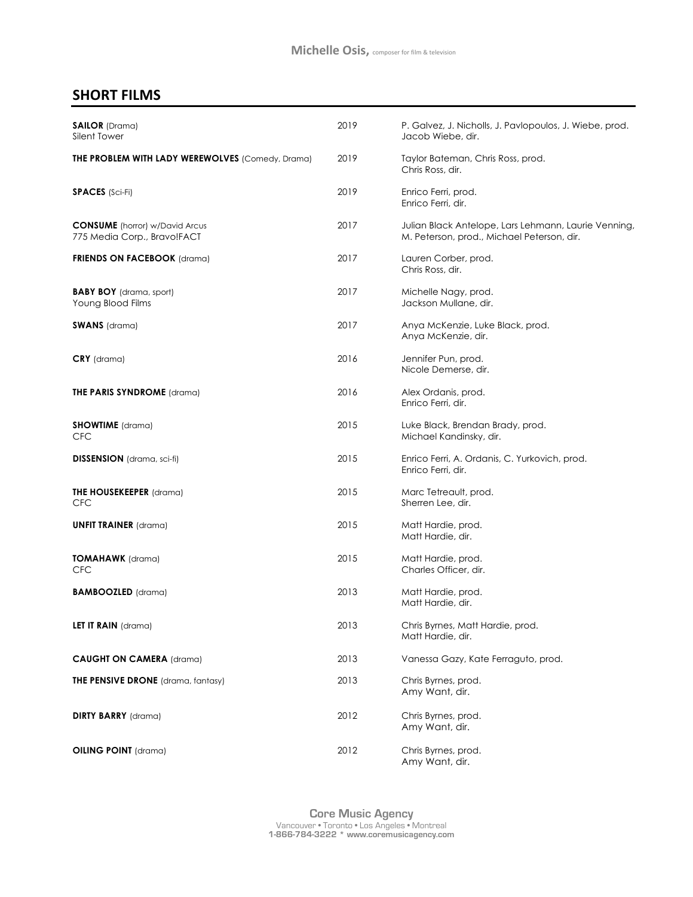## SHORT FILMS

| Title | Year | Credits |
|---|---|---|
| **SAILOR** (Drama)<br>Silent Tower | 2019 | P. Galvez, J. Nicholls, J. Pavlopoulos, J. Wiebe, prod.<br>Jacob Wiebe, dir. |
| **THE PROBLEM WITH LADY WEREWOLVES** (Comedy, Drama) | 2019 | Taylor Bateman, Chris Ross, prod.<br>Chris Ross, dir. |
| **SPACES** (Sci-Fi) | 2019 | Enrico Ferri, prod.<br>Enrico Ferri, dir. |
| **CONSUME** (horror) w/David Arcus<br>775 Media Corp., Bravo!FACT | 2017 | Julian Black Antelope, Lars Lehmann, Laurie Venning, M. Peterson, prod., Michael Peterson, dir. |
| **FRIENDS ON FACEBOOK** (drama) | 2017 | Lauren Corber, prod.<br>Chris Ross, dir. |
| **BABY BOY** (drama, sport)<br>Young Blood Films | 2017 | Michelle Nagy, prod.<br>Jackson Mullane, dir. |
| **SWANS** (drama) | 2017 | Anya McKenzie, Luke Black, prod.<br>Anya McKenzie, dir. |
| **CRY** (drama) | 2016 | Jennifer Pun, prod.<br>Nicole Demerse, dir. |
| **THE PARIS SYNDROME** (drama) | 2016 | Alex Ordanis, prod.<br>Enrico Ferri, dir. |
| **SHOWTIME** (drama)<br>CFC | 2015 | Luke Black, Brendan Brady, prod.<br>Michael Kandinsky, dir. |
| **DISSENSION** (drama, sci-fi) | 2015 | Enrico Ferri, A. Ordanis, C. Yurkovich, prod.<br>Enrico Ferri, dir. |
| **THE HOUSEKEEPER** (drama)<br>CFC | 2015 | Marc Tetreault, prod.<br>Sherren Lee, dir. |
| **UNFIT TRAINER** (drama) | 2015 | Matt Hardie, prod.<br>Matt Hardie, dir. |
| **TOMAHAWK** (drama)<br>CFC | 2015 | Matt Hardie, prod.<br>Charles Officer, dir. |
| **BAMBOOZLED** (drama) | 2013 | Matt Hardie, prod.<br>Matt Hardie, dir. |
| **LET IT RAIN** (drama) | 2013 | Chris Byrnes, Matt Hardie, prod.<br>Matt Hardie, dir. |
| **CAUGHT ON CAMERA** (drama) | 2013 | Vanessa Gazy, Kate Ferraguto, prod. |
| **THE PENSIVE DRONE** (drama, fantasy) | 2013 | Chris Byrnes, prod.<br>Amy Want, dir. |
| **DIRTY BARRY** (drama) | 2012 | Chris Byrnes, prod.<br>Amy Want, dir. |
| **OILING POINT** (drama) | 2012 | Chris Byrnes, prod.<br>Amy Want, dir. |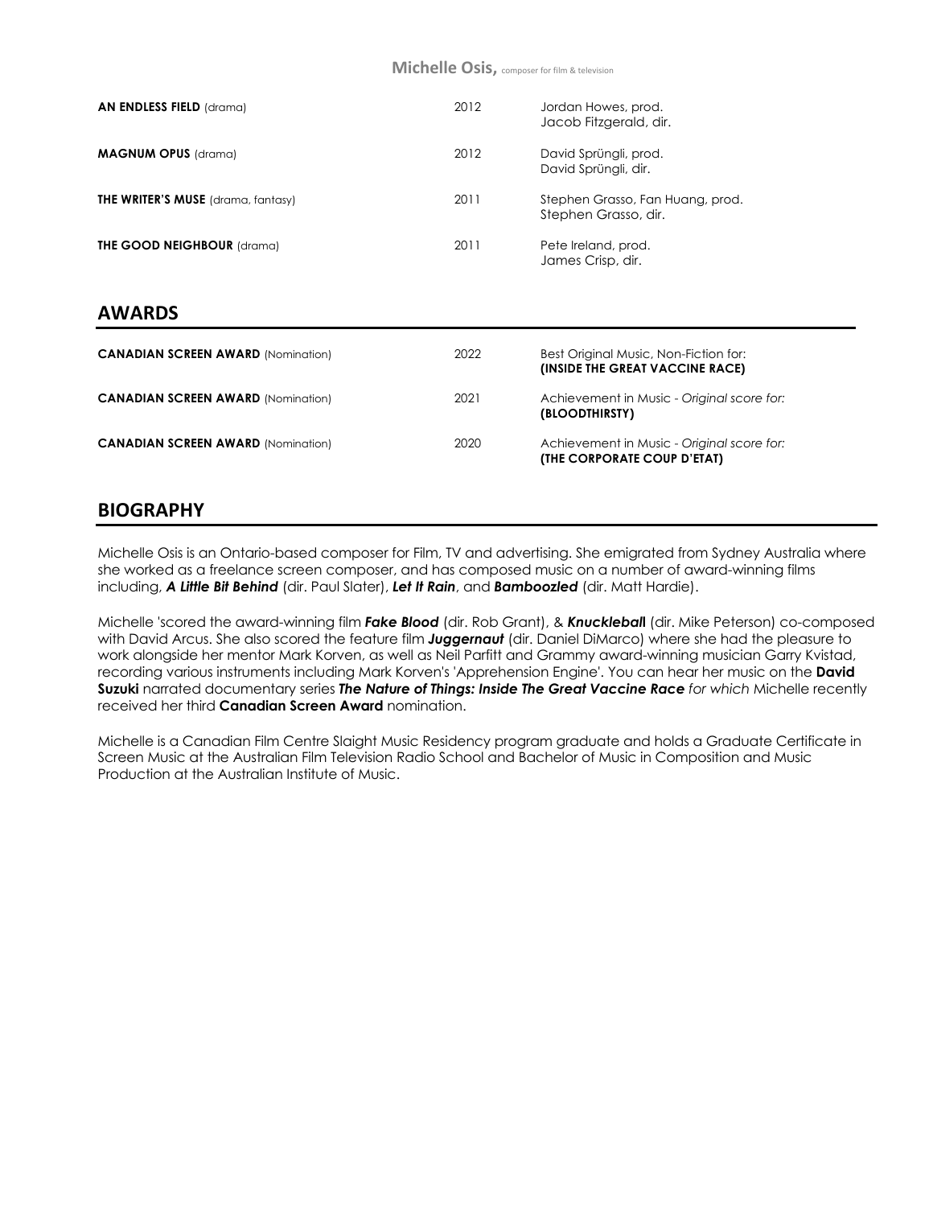| | | |
|---|---|---|
| **AN ENDLESS FIELD** (drama) | 2012 | Jordan Howes, prod.<br>Jacob Fitzgerald, dir. |
| **MAGNUM OPUS** (drama) | 2012 | David Sprüngli, prod.<br>David Sprüngli, dir. |
| **THE WRITER'S MUSE** (drama, fantasy) | 2011 | Stephen Grasso, Fan Huang, prod.<br>Stephen Grasso, dir. |
| **THE GOOD NEIGHBOUR** (drama) | 2011 | Pete Ireland, prod.<br>James Crisp, dir. |

## AWARDS

| | | |
|---|---|---|
| **CANADIAN SCREEN AWARD** (Nomination) | 2022 | Best Original Music, Non-Fiction for:<br>**(INSIDE THE GREAT VACCINE RACE)** |
| **CANADIAN SCREEN AWARD** (Nomination) | 2021 | Achievement in Music - *Original score for:*<br>**(BLOODTHIRSTY)** |
| **CANADIAN SCREEN AWARD** (Nomination) | 2020 | Achievement in Music - *Original score for:*<br>**(THE CORPORATE COUP D'ETAT)** |

## BIOGRAPHY

Michelle Osis is an Ontario-based composer for Film, TV and advertising. She emigrated from Sydney Australia where she worked as a freelance screen composer, and has composed music on a number of award-winning films including, ***A Little Bit Behind*** (dir. Paul Slater), ***Let It Rain***, and ***Bamboozled*** (dir. Matt Hardie).

Michelle 'scored the award-winning film ***Fake Blood*** (dir. Rob Grant), & ***Knuckleball*** (dir. Mike Peterson) co-composed with David Arcus. She also scored the feature film ***Juggernaut*** (dir. Daniel DiMarco) where she had the pleasure to work alongside her mentor Mark Korven, as well as Neil Parfitt and Grammy award-winning musician Garry Kvistad, recording various instruments including Mark Korven's 'Apprehension Engine'. You can hear her music on the **David Suzuki** narrated documentary series ***The Nature of Things: Inside The Great Vaccine Race*** *for which* Michelle recently received her third **Canadian Screen Award** nomination.

Michelle is a Canadian Film Centre Slaight Music Residency program graduate and holds a Graduate Certificate in Screen Music at the Australian Film Television Radio School and Bachelor of Music in Composition and Music Production at the Australian Institute of Music.